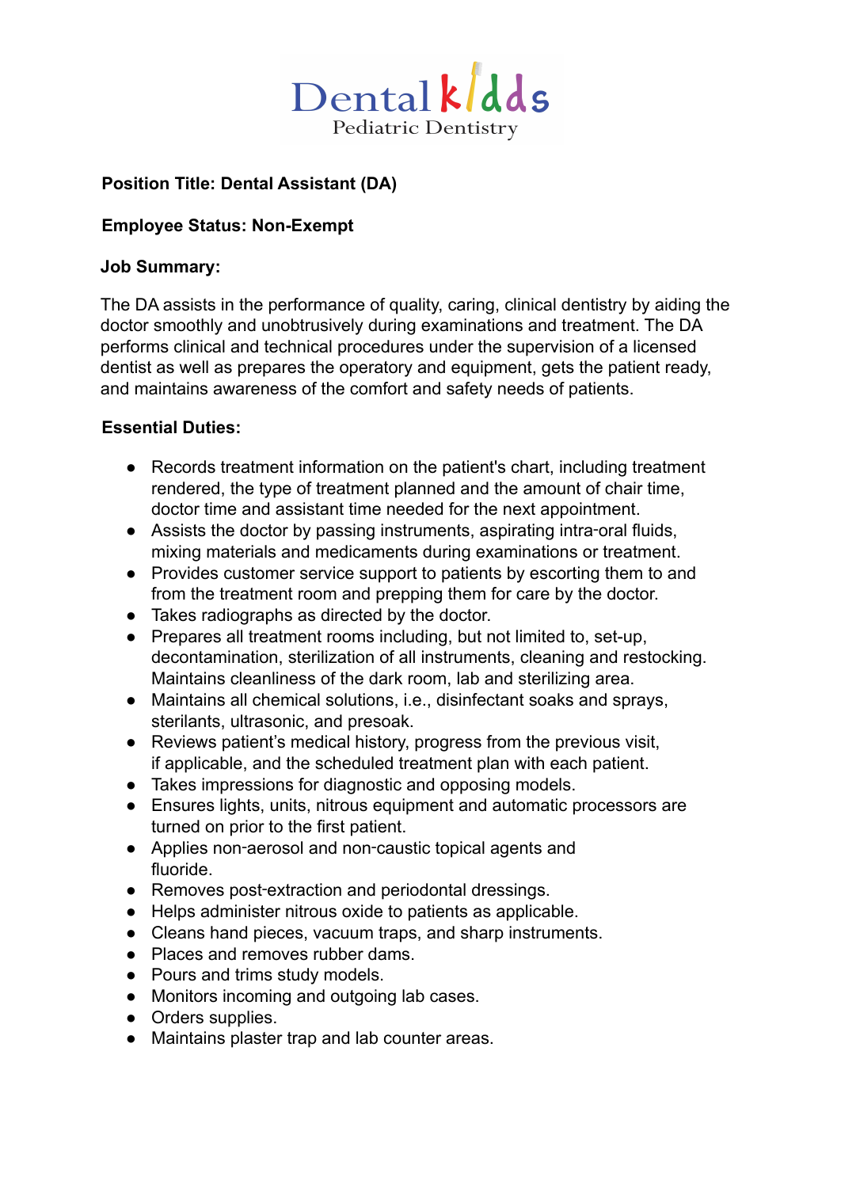Dental kidds
Pediatric Dentistry

**Position Title: Dental Assistant (DA)**

**Employee Status: Non-Exempt**

**Job Summary:**

The DA assists in the performance of quality, caring, clinical dentistry by aiding the doctor smoothly and unobtrusively during examinations and treatment. The DA performs clinical and technical procedures under the supervision of a licensed dentist as well as prepares the operatory and equipment, gets the patient ready, and maintains awareness of the comfort and safety needs of patients.

**Essential Duties:**

- Records treatment information on the patient's chart, including treatment rendered, the type of treatment planned and the amount of chair time, doctor time and assistant time needed for the next appointment.
- Assists the doctor by passing instruments, aspirating intra-oral fluids, mixing materials and medicaments during examinations or treatment.
- Provides customer service support to patients by escorting them to and from the treatment room and prepping them for care by the doctor.
- Takes radiographs as directed by the doctor.
- Prepares all treatment rooms including, but not limited to, set-up, decontamination, sterilization of all instruments, cleaning and restocking. Maintains cleanliness of the dark room, lab and sterilizing area.
- Maintains all chemical solutions, i.e., disinfectant soaks and sprays, sterilants, ultrasonic, and presoak.
- Reviews patient's medical history, progress from the previous visit, if applicable, and the scheduled treatment plan with each patient.
- Takes impressions for diagnostic and opposing models.
- Ensures lights, units, nitrous equipment and automatic processors are turned on prior to the first patient.
- Applies non-aerosol and non-caustic topical agents and fluoride.
- Removes post-extraction and periodontal dressings.
- Helps administer nitrous oxide to patients as applicable.
- Cleans hand pieces, vacuum traps, and sharp instruments.
- Places and removes rubber dams.
- Pours and trims study models.
- Monitors incoming and outgoing lab cases.
- Orders supplies.
- Maintains plaster trap and lab counter areas.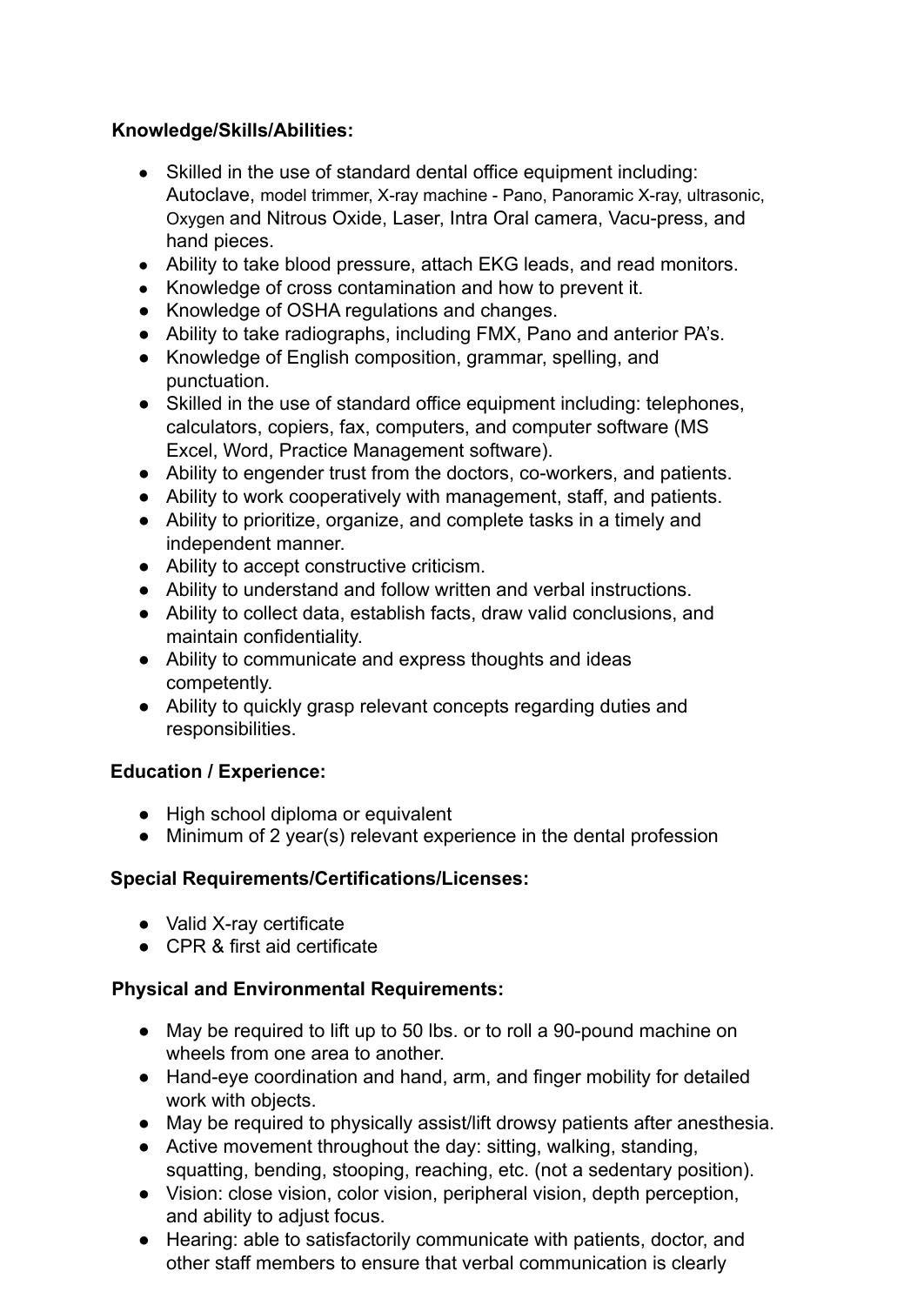**Knowledge/Skills/Abilities:**

- Skilled in the use of standard dental office equipment including: Autoclave, model trimmer, X-ray machine - Pano, Panoramic X-ray, ultrasonic, Oxygen and Nitrous Oxide, Laser, Intra Oral camera, Vacu-press, and hand pieces.
- Ability to take blood pressure, attach EKG leads, and read monitors.
- Knowledge of cross contamination and how to prevent it.
- Knowledge of OSHA regulations and changes.
- Ability to take radiographs, including FMX, Pano and anterior PA's.
- Knowledge of English composition, grammar, spelling, and punctuation.
- Skilled in the use of standard office equipment including: telephones, calculators, copiers, fax, computers, and computer software (MS Excel, Word, Practice Management software).
- Ability to engender trust from the doctors, co-workers, and patients.
- Ability to work cooperatively with management, staff, and patients.
- Ability to prioritize, organize, and complete tasks in a timely and independent manner.
- Ability to accept constructive criticism.
- Ability to understand and follow written and verbal instructions.
- Ability to collect data, establish facts, draw valid conclusions, and maintain confidentiality.
- Ability to communicate and express thoughts and ideas competently.
- Ability to quickly grasp relevant concepts regarding duties and responsibilities.

**Education / Experience:**

- High school diploma or equivalent
- Minimum of 2 year(s) relevant experience in the dental profession

**Special Requirements/Certifications/Licenses:**

- Valid X-ray certificate
- CPR & first aid certificate

**Physical and Environmental Requirements:**

- May be required to lift up to 50 lbs. or to roll a 90-pound machine on wheels from one area to another.
- Hand-eye coordination and hand, arm, and finger mobility for detailed work with objects.
- May be required to physically assist/lift drowsy patients after anesthesia.
- Active movement throughout the day: sitting, walking, standing, squatting, bending, stooping, reaching, etc. (not a sedentary position).
- Vision: close vision, color vision, peripheral vision, depth perception, and ability to adjust focus.
- Hearing: able to satisfactorily communicate with patients, doctor, and other staff members to ensure that verbal communication is clearly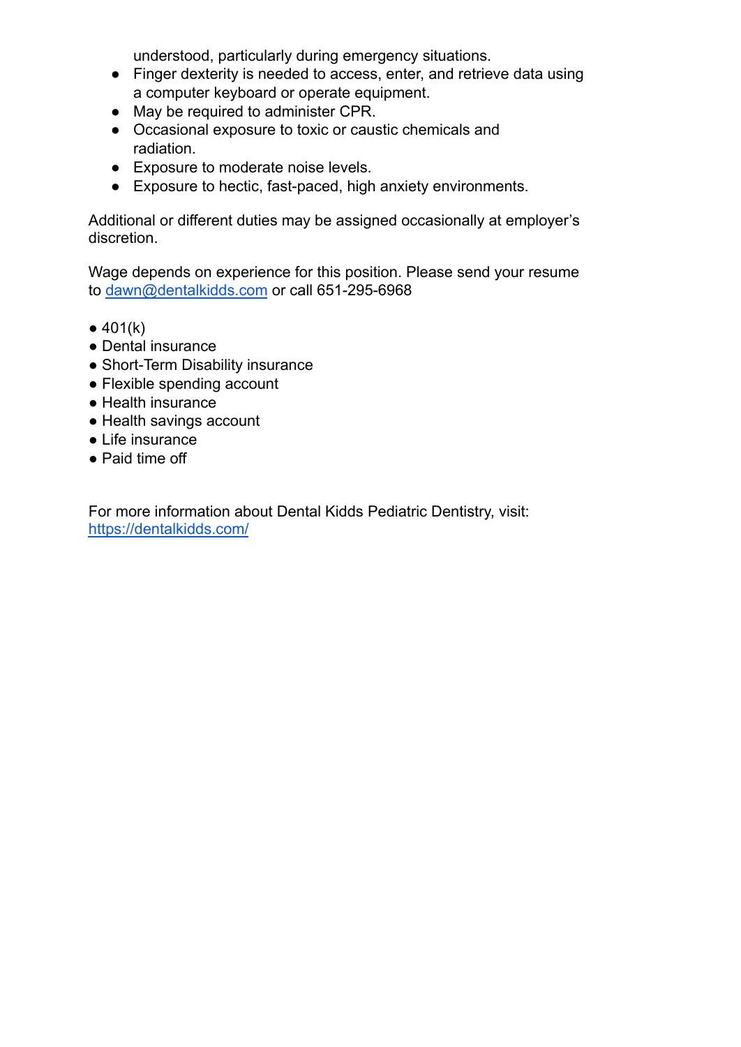understood, particularly during emergency situations.
- Finger dexterity is needed to access, enter, and retrieve data using a computer keyboard or operate equipment.
- May be required to administer CPR.
- Occasional exposure to toxic or caustic chemicals and radiation.
- Exposure to moderate noise levels.
- Exposure to hectic, fast-paced, high anxiety environments.

Additional or different duties may be assigned occasionally at employer's discretion.

Wage depends on experience for this position. Please send your resume to dawn@dentalkidds.com or call 651-295-6968

- 401(k)
- Dental insurance
- Short-Term Disability insurance
- Flexible spending account
- Health insurance
- Health savings account
- Life insurance
- Paid time off

For more information about Dental Kidds Pediatric Dentistry, visit: https://dentalkidds.com/